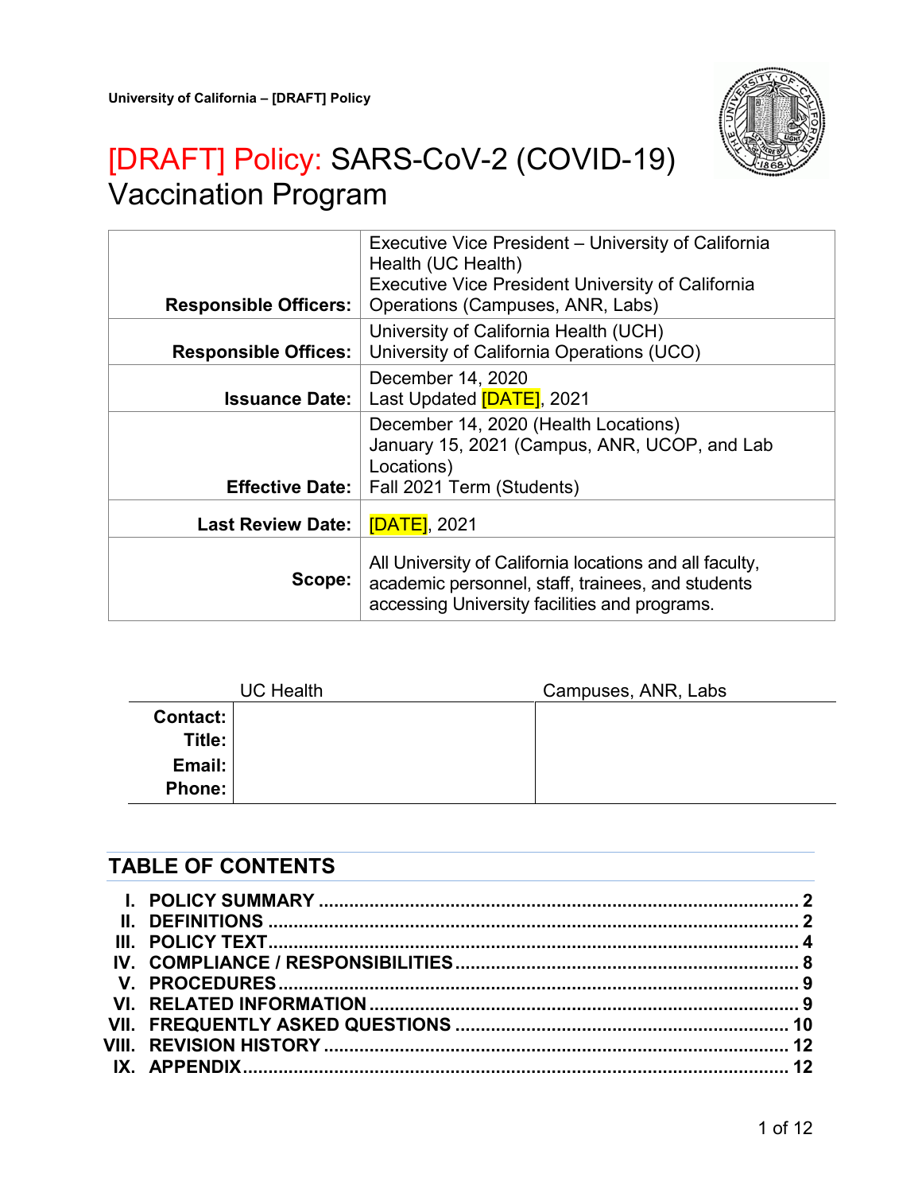University of California – [DRAFT] Policy

# [DRAFT] Policy: SARS-CoV-2 (COVID-19) Vaccination Program

| | |
|---|---|
| **Responsible Officers:** | Executive Vice President – University of California Health (UC Health)<br>Executive Vice President University of California Operations (Campuses, ANR, Labs) |
| **Responsible Offices:** | University of California Health (UCH)<br>University of California Operations (UCO) |
| **Issuance Date:** | December 14, 2020<br>Last Updated [DATE], 2021 |
| **Effective Date:** | December 14, 2020 (Health Locations)<br>January 15, 2021 (Campus, ANR, UCOP, and Lab Locations)<br>Fall 2021 Term (Students) |
| **Last Review Date:** | [DATE], 2021 |
| **Scope:** | All University of California locations and all faculty, academic personnel, staff, trainees, and students accessing University facilities and programs. |

| | UC Health | Campuses, ANR, Labs |
|---|---|---|
| **Contact:** | | |
| **Title:** | | |
| **Email:** | | |
| **Phone:** | | |

## TABLE OF CONTENTS

- I. POLICY SUMMARY ..... 2
- II. DEFINITIONS ..... 2
- III. POLICY TEXT ..... 4
- IV. COMPLIANCE / RESPONSIBILITIES ..... 8
- V. PROCEDURES ..... 9
- VI. RELATED INFORMATION ..... 9
- VII. FREQUENTLY ASKED QUESTIONS ..... 10
- VIII. REVISION HISTORY ..... 12
- IX. APPENDIX ..... 12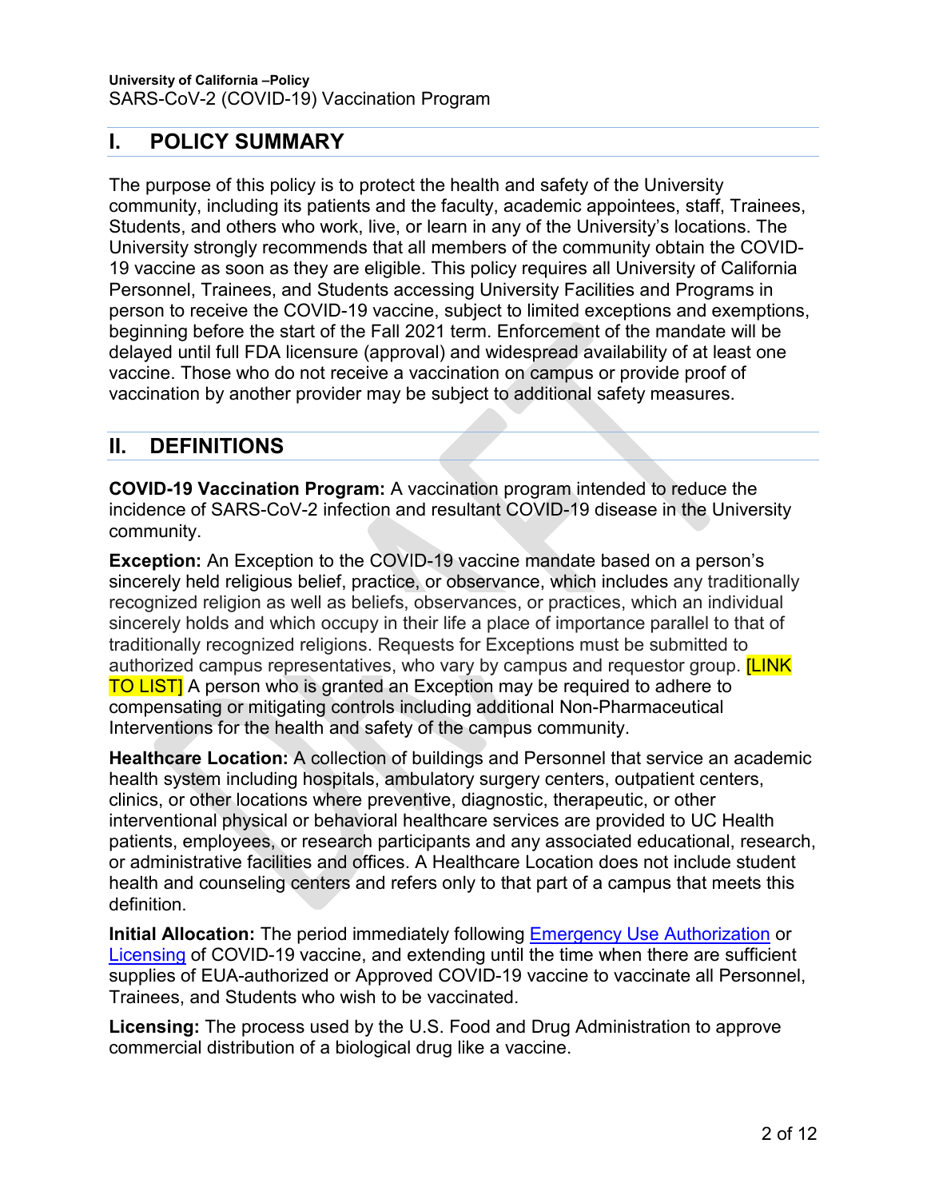## I. POLICY SUMMARY

The purpose of this policy is to protect the health and safety of the University community, including its patients and the faculty, academic appointees, staff, Trainees, Students, and others who work, live, or learn in any of the University's locations. The University strongly recommends that all members of the community obtain the COVID-19 vaccine as soon as they are eligible. This policy requires all University of California Personnel, Trainees, and Students accessing University Facilities and Programs in person to receive the COVID-19 vaccine, subject to limited exceptions and exemptions, beginning before the start of the Fall 2021 term. Enforcement of the mandate will be delayed until full FDA licensure (approval) and widespread availability of at least one vaccine. Those who do not receive a vaccination on campus or provide proof of vaccination by another provider may be subject to additional safety measures.

## II. DEFINITIONS

**COVID-19 Vaccination Program:** A vaccination program intended to reduce the incidence of SARS-CoV-2 infection and resultant COVID-19 disease in the University community.

**Exception:** An Exception to the COVID-19 vaccine mandate based on a person's sincerely held religious belief, practice, or observance, which includes any traditionally recognized religion as well as beliefs, observances, or practices, which an individual sincerely holds and which occupy in their life a place of importance parallel to that of traditionally recognized religions. Requests for Exceptions must be submitted to authorized campus representatives, who vary by campus and requestor group. [LINK TO LIST] A person who is granted an Exception may be required to adhere to compensating or mitigating controls including additional Non-Pharmaceutical Interventions for the health and safety of the campus community.

**Healthcare Location:** A collection of buildings and Personnel that service an academic health system including hospitals, ambulatory surgery centers, outpatient centers, clinics, or other locations where preventive, diagnostic, therapeutic, or other interventional physical or behavioral healthcare services are provided to UC Health patients, employees, or research participants and any associated educational, research, or administrative facilities and offices. A Healthcare Location does not include student health and counseling centers and refers only to that part of a campus that meets this definition.

**Initial Allocation:** The period immediately following Emergency Use Authorization or Licensing of COVID-19 vaccine, and extending until the time when there are sufficient supplies of EUA-authorized or Approved COVID-19 vaccine to vaccinate all Personnel, Trainees, and Students who wish to be vaccinated.

**Licensing:** The process used by the U.S. Food and Drug Administration to approve commercial distribution of a biological drug like a vaccine.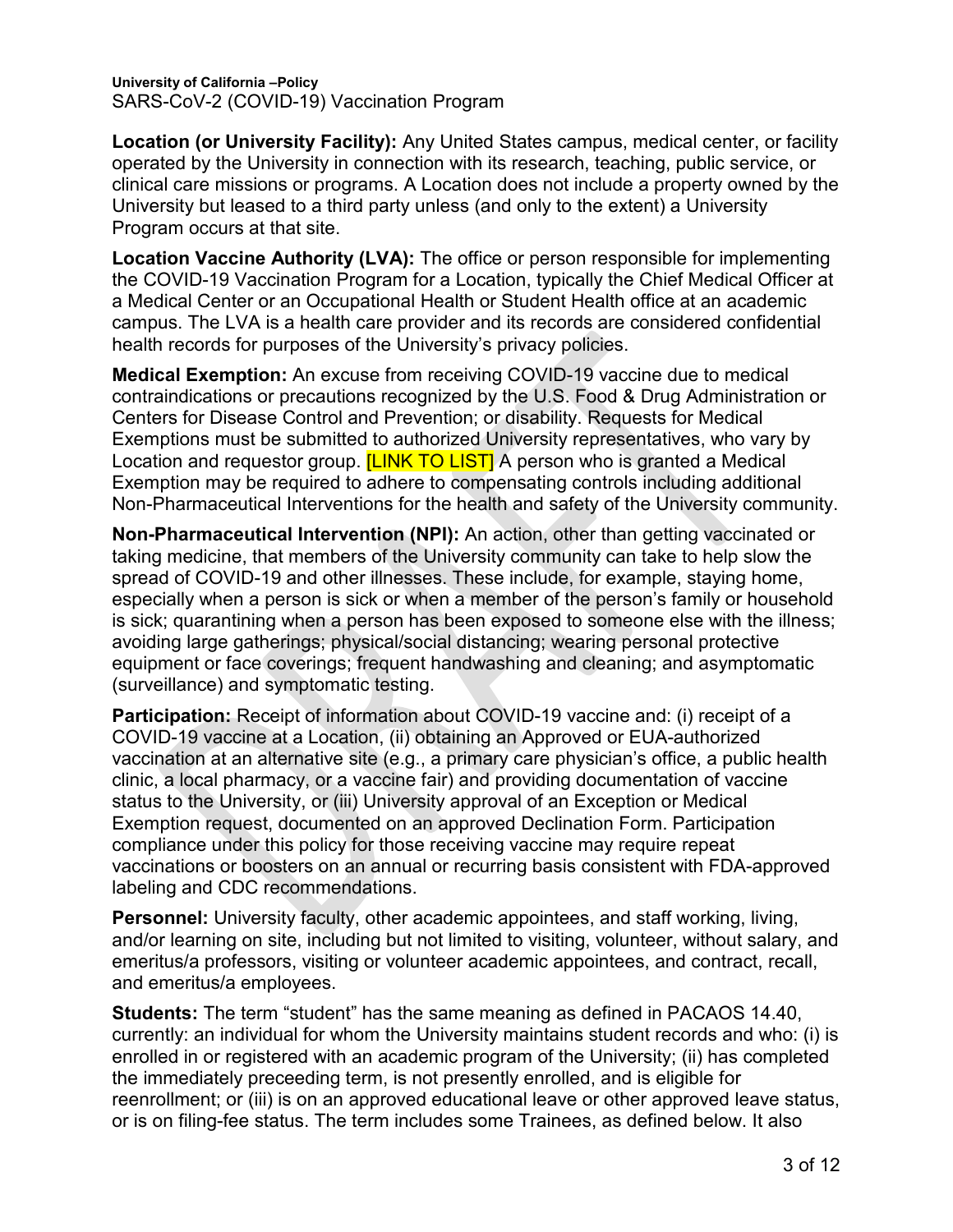**Location (or University Facility):** Any United States campus, medical center, or facility operated by the University in connection with its research, teaching, public service, or clinical care missions or programs. A Location does not include a property owned by the University but leased to a third party unless (and only to the extent) a University Program occurs at that site.

**Location Vaccine Authority (LVA):** The office or person responsible for implementing the COVID-19 Vaccination Program for a Location, typically the Chief Medical Officer at a Medical Center or an Occupational Health or Student Health office at an academic campus. The LVA is a health care provider and its records are considered confidential health records for purposes of the University's privacy policies.

**Medical Exemption:** An excuse from receiving COVID-19 vaccine due to medical contraindications or precautions recognized by the U.S. Food & Drug Administration or Centers for Disease Control and Prevention; or disability. Requests for Medical Exemptions must be submitted to authorized University representatives, who vary by Location and requestor group. [LINK TO LIST] A person who is granted a Medical Exemption may be required to adhere to compensating controls including additional Non-Pharmaceutical Interventions for the health and safety of the University community.

**Non-Pharmaceutical Intervention (NPI):** An action, other than getting vaccinated or taking medicine, that members of the University community can take to help slow the spread of COVID-19 and other illnesses. These include, for example, staying home, especially when a person is sick or when a member of the person's family or household is sick; quarantining when a person has been exposed to someone else with the illness; avoiding large gatherings; physical/social distancing; wearing personal protective equipment or face coverings; frequent handwashing and cleaning; and asymptomatic (surveillance) and symptomatic testing.

**Participation:** Receipt of information about COVID-19 vaccine and: (i) receipt of a COVID-19 vaccine at a Location, (ii) obtaining an Approved or EUA-authorized vaccination at an alternative site (e.g., a primary care physician's office, a public health clinic, a local pharmacy, or a vaccine fair) and providing documentation of vaccine status to the University, or (iii) University approval of an Exception or Medical Exemption request, documented on an approved Declination Form. Participation compliance under this policy for those receiving vaccine may require repeat vaccinations or boosters on an annual or recurring basis consistent with FDA-approved labeling and CDC recommendations.

**Personnel:** University faculty, other academic appointees, and staff working, living, and/or learning on site, including but not limited to visiting, volunteer, without salary, and emeritus/a professors, visiting or volunteer academic appointees, and contract, recall, and emeritus/a employees.

**Students:** The term "student" has the same meaning as defined in PACAOS 14.40, currently: an individual for whom the University maintains student records and who: (i) is enrolled in or registered with an academic program of the University; (ii) has completed the immediately preceeding term, is not presently enrolled, and is eligible for reenrollment; or (iii) is on an approved educational leave or other approved leave status, or is on filing-fee status. The term includes some Trainees, as defined below. It also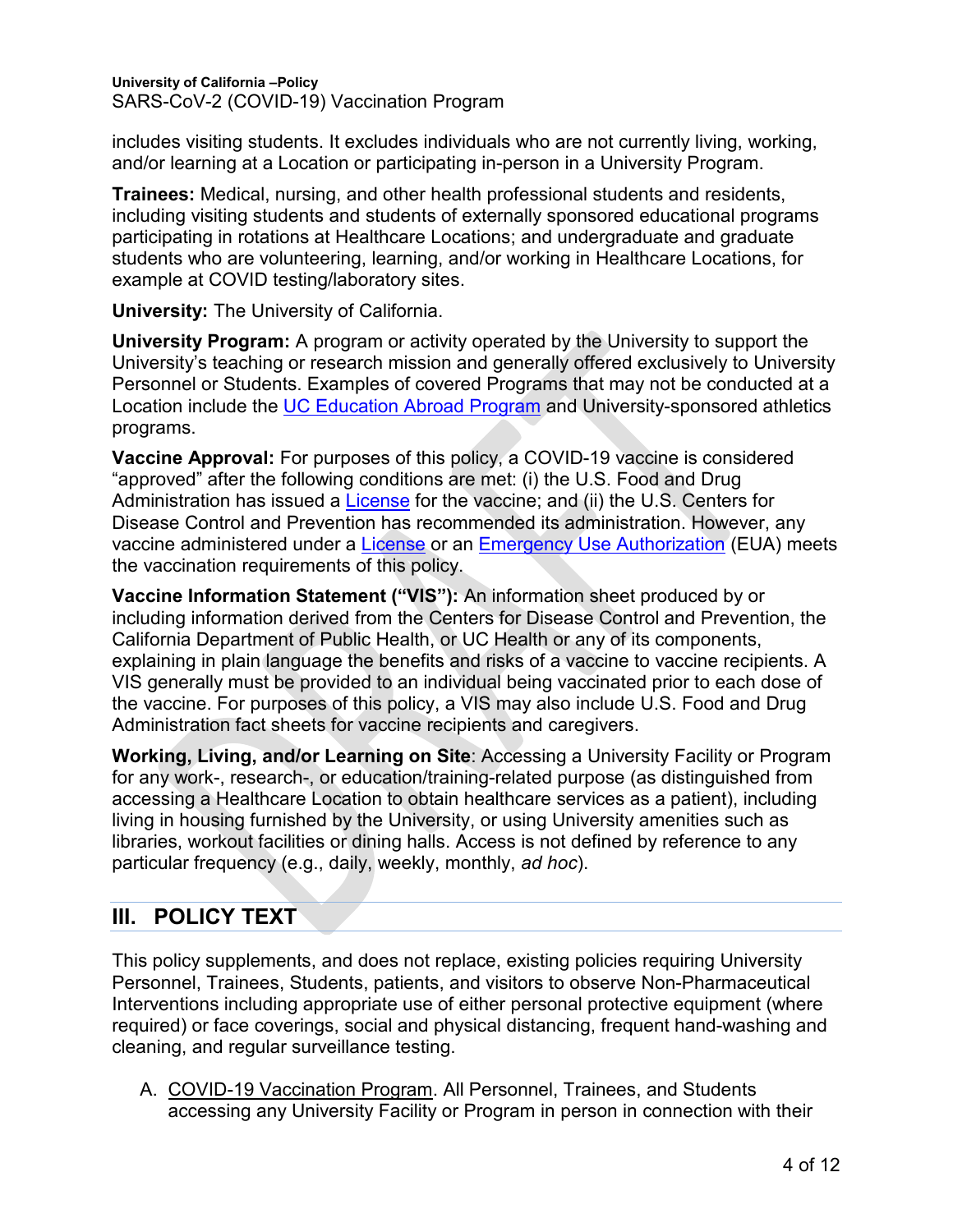includes visiting students. It excludes individuals who are not currently living, working, and/or learning at a Location or participating in-person in a University Program.

**Trainees:** Medical, nursing, and other health professional students and residents, including visiting students and students of externally sponsored educational programs participating in rotations at Healthcare Locations; and undergraduate and graduate students who are volunteering, learning, and/or working in Healthcare Locations, for example at COVID testing/laboratory sites.

**University:** The University of California.

**University Program:** A program or activity operated by the University to support the University's teaching or research mission and generally offered exclusively to University Personnel or Students. Examples of covered Programs that may not be conducted at a Location include the UC Education Abroad Program and University-sponsored athletics programs.

**Vaccine Approval:** For purposes of this policy, a COVID-19 vaccine is considered "approved" after the following conditions are met: (i) the U.S. Food and Drug Administration has issued a License for the vaccine; and (ii) the U.S. Centers for Disease Control and Prevention has recommended its administration. However, any vaccine administered under a License or an Emergency Use Authorization (EUA) meets the vaccination requirements of this policy.

**Vaccine Information Statement ("VIS"):** An information sheet produced by or including information derived from the Centers for Disease Control and Prevention, the California Department of Public Health, or UC Health or any of its components, explaining in plain language the benefits and risks of a vaccine to vaccine recipients. A VIS generally must be provided to an individual being vaccinated prior to each dose of the vaccine. For purposes of this policy, a VIS may also include U.S. Food and Drug Administration fact sheets for vaccine recipients and caregivers.

**Working, Living, and/or Learning on Site**: Accessing a University Facility or Program for any work-, research-, or education/training-related purpose (as distinguished from accessing a Healthcare Location to obtain healthcare services as a patient), including living in housing furnished by the University, or using University amenities such as libraries, workout facilities or dining halls. Access is not defined by reference to any particular frequency (e.g., daily, weekly, monthly, *ad hoc*).

## III. POLICY TEXT

This policy supplements, and does not replace, existing policies requiring University Personnel, Trainees, Students, patients, and visitors to observe Non-Pharmaceutical Interventions including appropriate use of either personal protective equipment (where required) or face coverings, social and physical distancing, frequent hand-washing and cleaning, and regular surveillance testing.

A. COVID-19 Vaccination Program. All Personnel, Trainees, and Students accessing any University Facility or Program in person in connection with their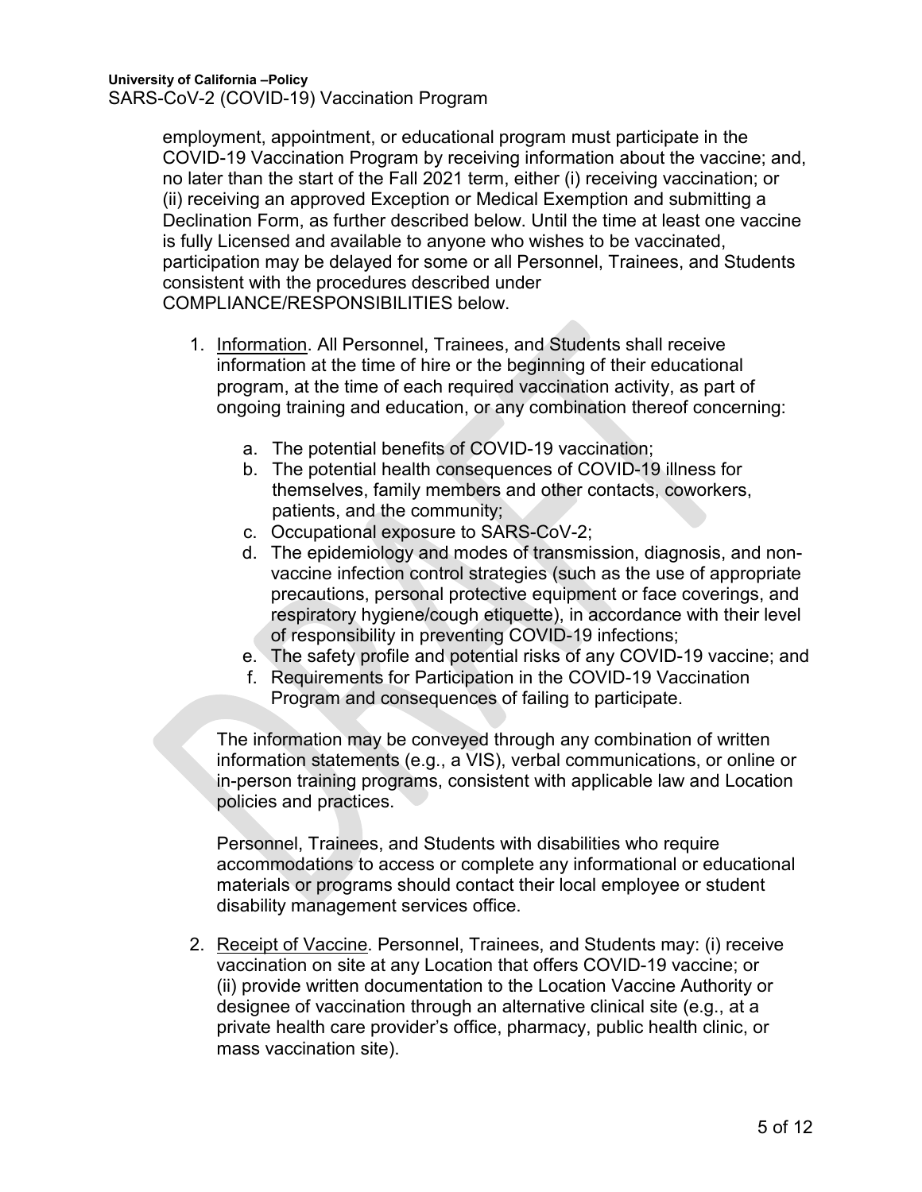employment, appointment, or educational program must participate in the COVID-19 Vaccination Program by receiving information about the vaccine; and, no later than the start of the Fall 2021 term, either (i) receiving vaccination; or (ii) receiving an approved Exception or Medical Exemption and submitting a Declination Form, as further described below. Until the time at least one vaccine is fully Licensed and available to anyone who wishes to be vaccinated, participation may be delayed for some or all Personnel, Trainees, and Students consistent with the procedures described under COMPLIANCE/RESPONSIBILITIES below.

1. Information. All Personnel, Trainees, and Students shall receive information at the time of hire or the beginning of their educational program, at the time of each required vaccination activity, as part of ongoing training and education, or any combination thereof concerning:

   a. The potential benefits of COVID-19 vaccination;
   b. The potential health consequences of COVID-19 illness for themselves, family members and other contacts, coworkers, patients, and the community;
   c. Occupational exposure to SARS-CoV-2;
   d. The epidemiology and modes of transmission, diagnosis, and non-vaccine infection control strategies (such as the use of appropriate precautions, personal protective equipment or face coverings, and respiratory hygiene/cough etiquette), in accordance with their level of responsibility in preventing COVID-19 infections;
   e. The safety profile and potential risks of any COVID-19 vaccine; and
   f. Requirements for Participation in the COVID-19 Vaccination Program and consequences of failing to participate.

   The information may be conveyed through any combination of written information statements (e.g., a VIS), verbal communications, or online or in-person training programs, consistent with applicable law and Location policies and practices.

   Personnel, Trainees, and Students with disabilities who require accommodations to access or complete any informational or educational materials or programs should contact their local employee or student disability management services office.

2. Receipt of Vaccine. Personnel, Trainees, and Students may: (i) receive vaccination on site at any Location that offers COVID-19 vaccine; or (ii) provide written documentation to the Location Vaccine Authority or designee of vaccination through an alternative clinical site (e.g., at a private health care provider's office, pharmacy, public health clinic, or mass vaccination site).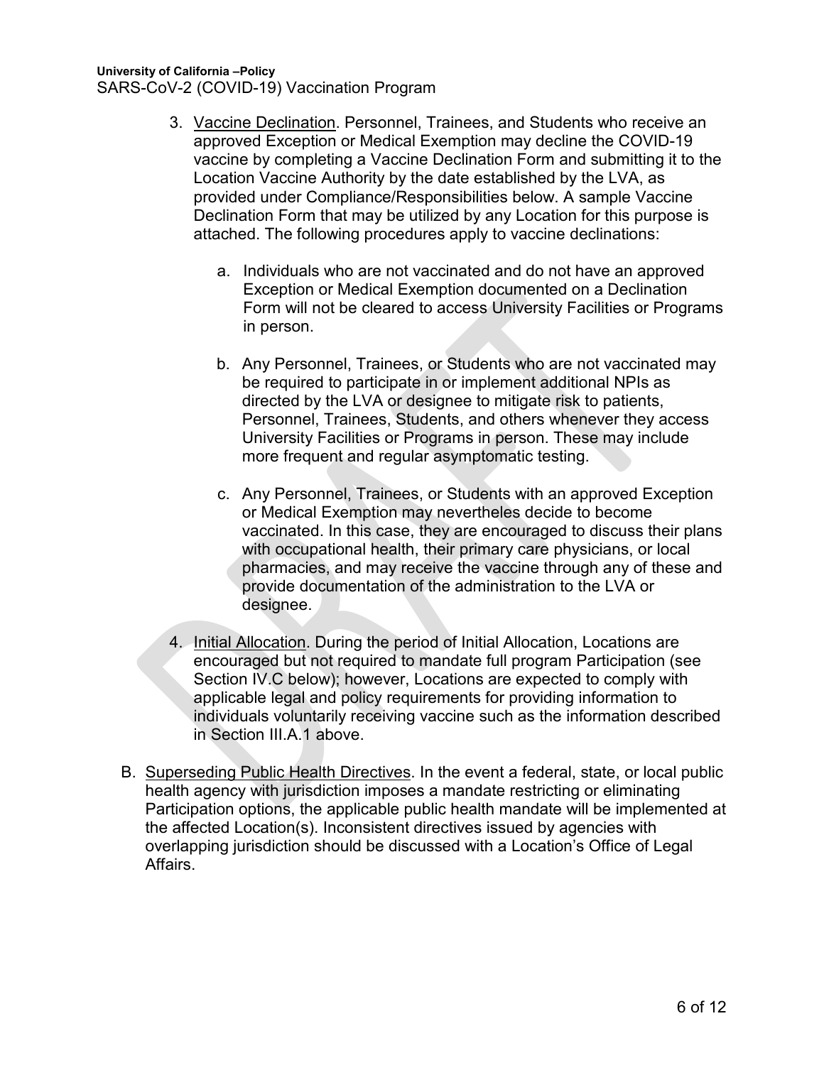3. Vaccine Declination. Personnel, Trainees, and Students who receive an approved Exception or Medical Exemption may decline the COVID-19 vaccine by completing a Vaccine Declination Form and submitting it to the Location Vaccine Authority by the date established by the LVA, as provided under Compliance/Responsibilities below. A sample Vaccine Declination Form that may be utilized by any Location for this purpose is attached. The following procedures apply to vaccine declinations:

    a. Individuals who are not vaccinated and do not have an approved Exception or Medical Exemption documented on a Declination Form will not be cleared to access University Facilities or Programs in person.

    b. Any Personnel, Trainees, or Students who are not vaccinated may be required to participate in or implement additional NPIs as directed by the LVA or designee to mitigate risk to patients, Personnel, Trainees, Students, and others whenever they access University Facilities or Programs in person. These may include more frequent and regular asymptomatic testing.

    c. Any Personnel, Trainees, or Students with an approved Exception or Medical Exemption may neverthetes decide to become vaccinated. In this case, they are encouraged to discuss their plans with occupational health, their primary care physicians, or local pharmacies, and may receive the vaccine through any of these and provide documentation of the administration to the LVA or designee.

4. Initial Allocation. During the period of Initial Allocation, Locations are encouraged but not required to mandate full program Participation (see Section IV.C below); however, Locations are expected to comply with applicable legal and policy requirements for providing information to individuals voluntarily receiving vaccine such as the information described in Section III.A.1 above.

B. Superseding Public Health Directives. In the event a federal, state, or local public health agency with jurisdiction imposes a mandate restricting or eliminating Participation options, the applicable public health mandate will be implemented at the affected Location(s). Inconsistent directives issued by agencies with overlapping jurisdiction should be discussed with a Location's Office of Legal Affairs.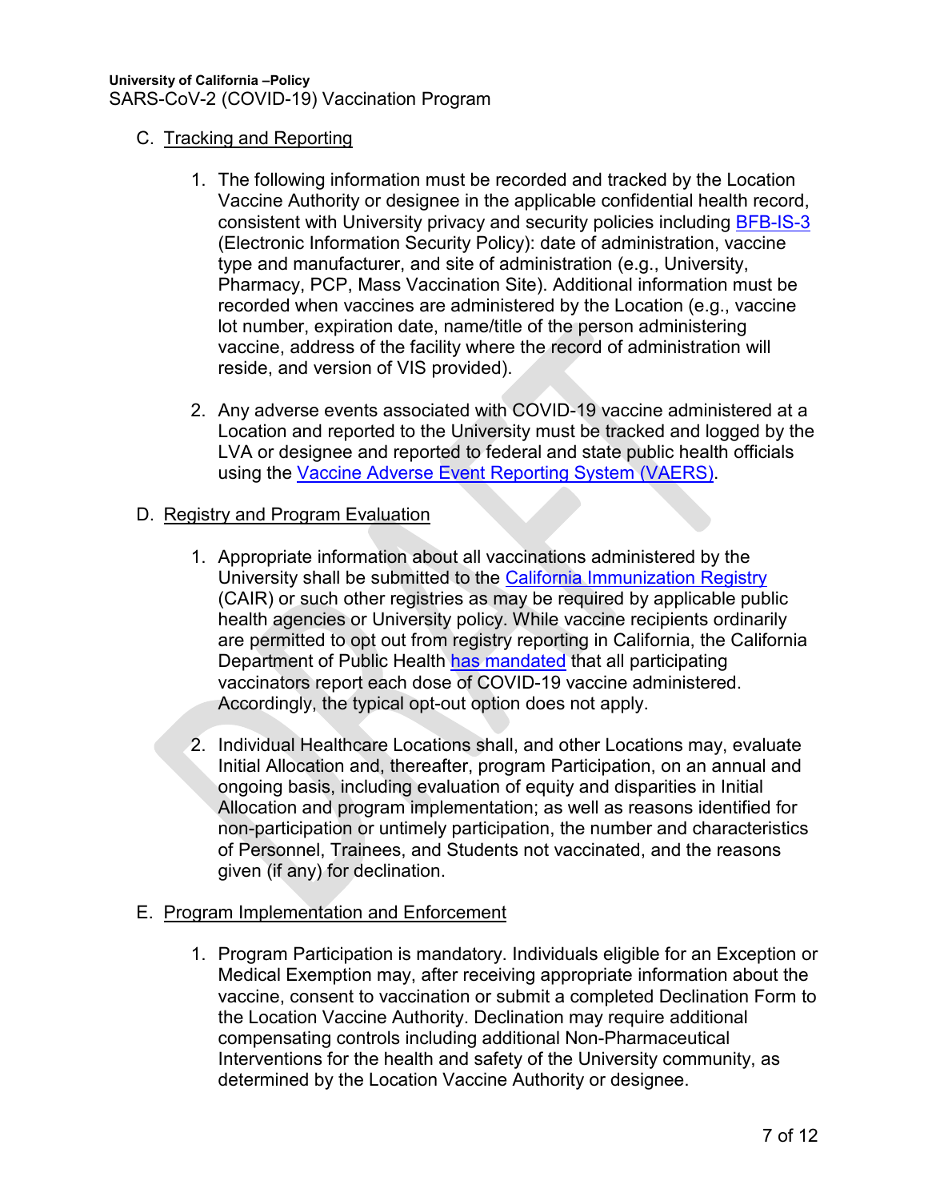C. Tracking and Reporting

1. The following information must be recorded and tracked by the Location Vaccine Authority or designee in the applicable confidential health record, consistent with University privacy and security policies including BFB-IS-3 (Electronic Information Security Policy): date of administration, vaccine type and manufacturer, and site of administration (e.g., University, Pharmacy, PCP, Mass Vaccination Site). Additional information must be recorded when vaccines are administered by the Location (e.g., vaccine lot number, expiration date, name/title of the person administering vaccine, address of the facility where the record of administration will reside, and version of VIS provided).

2. Any adverse events associated with COVID-19 vaccine administered at a Location and reported to the University must be tracked and logged by the LVA or designee and reported to federal and state public health officials using the Vaccine Adverse Event Reporting System (VAERS).

D. Registry and Program Evaluation

1. Appropriate information about all vaccinations administered by the University shall be submitted to the California Immunization Registry (CAIR) or such other registries as may be required by applicable public health agencies or University policy. While vaccine recipients ordinarily are permitted to opt out from registry reporting in California, the California Department of Public Health has mandated that all participating vaccinators report each dose of COVID-19 vaccine administered. Accordingly, the typical opt-out option does not apply.

2. Individual Healthcare Locations shall, and other Locations may, evaluate Initial Allocation and, thereafter, program Participation, on an annual and ongoing basis, including evaluation of equity and disparities in Initial Allocation and program implementation; as well as reasons identified for non-participation or untimely participation, the number and characteristics of Personnel, Trainees, and Students not vaccinated, and the reasons given (if any) for declination.

E. Program Implementation and Enforcement

1. Program Participation is mandatory. Individuals eligible for an Exception or Medical Exemption may, after receiving appropriate information about the vaccine, consent to vaccination or submit a completed Declination Form to the Location Vaccine Authority. Declination may require additional compensating controls including additional Non-Pharmaceutical Interventions for the health and safety of the University community, as determined by the Location Vaccine Authority or designee.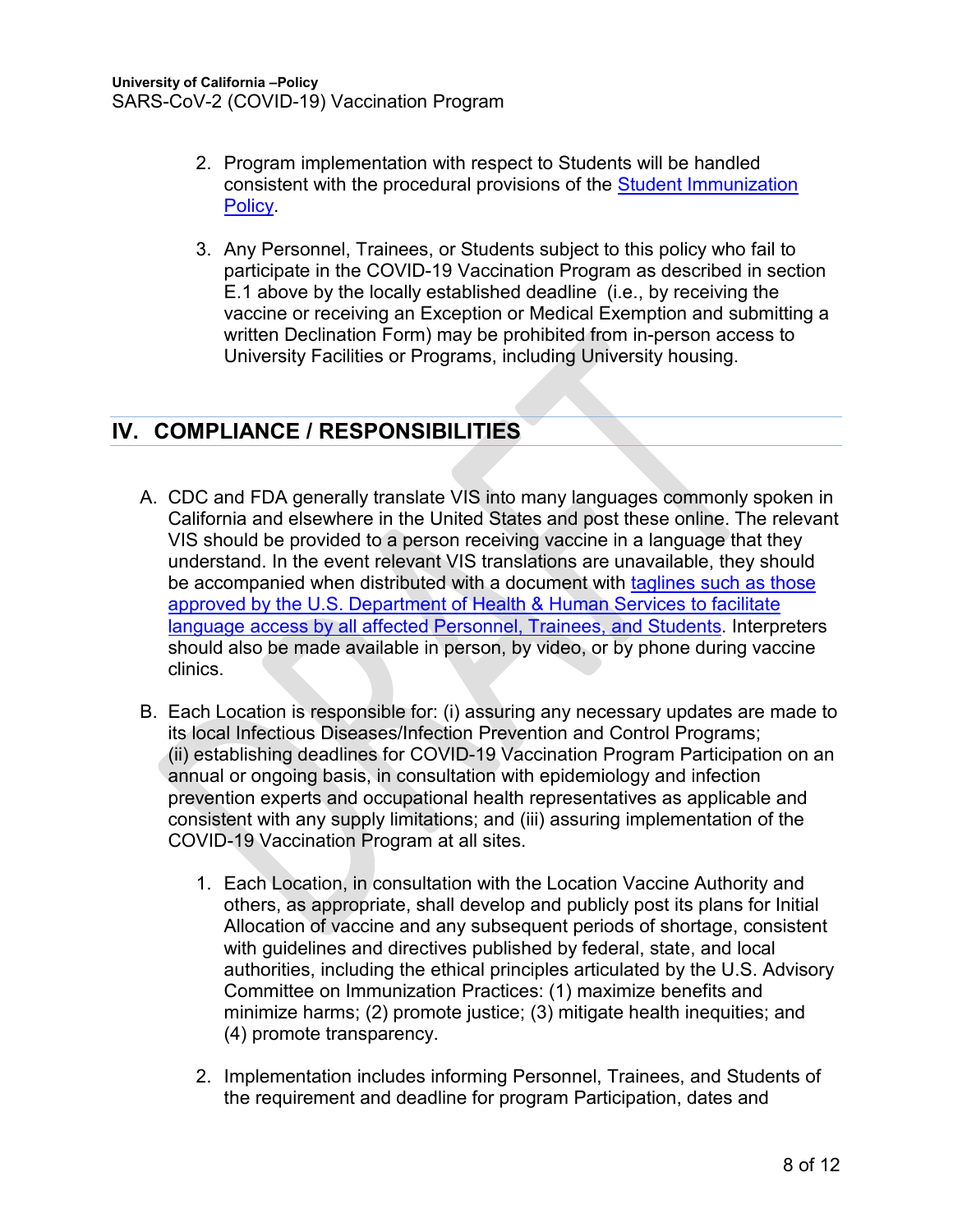2. Program implementation with respect to Students will be handled consistent with the procedural provisions of the [Student Immunization Policy](#).

3. Any Personnel, Trainees, or Students subject to this policy who fail to participate in the COVID-19 Vaccination Program as described in section E.1 above by the locally established deadline (i.e., by receiving the vaccine or receiving an Exception or Medical Exemption and submitting a written Declination Form) may be prohibited from in-person access to University Facilities or Programs, including University housing.

## IV. COMPLIANCE / RESPONSIBILITIES

A. CDC and FDA generally translate VIS into many languages commonly spoken in California and elsewhere in the United States and post these online. The relevant VIS should be provided to a person receiving vaccine in a language that they understand. In the event relevant VIS translations are unavailable, they should be accompanied when distributed with a document with [taglines such as those approved by the U.S. Department of Health & Human Services to facilitate language access by all affected Personnel, Trainees, and Students](#). Interpreters should also be made available in person, by video, or by phone during vaccine clinics.

B. Each Location is responsible for: (i) assuring any necessary updates are made to its local Infectious Diseases/Infection Prevention and Control Programs; (ii) establishing deadlines for COVID-19 Vaccination Program Participation on an annual or ongoing basis, in consultation with epidemiology and infection prevention experts and occupational health representatives as applicable and consistent with any supply limitations; and (iii) assuring implementation of the COVID-19 Vaccination Program at all sites.

   1. Each Location, in consultation with the Location Vaccine Authority and others, as appropriate, shall develop and publicly post its plans for Initial Allocation of vaccine and any subsequent periods of shortage, consistent with guidelines and directives published by federal, state, and local authorities, including the ethical principles articulated by the U.S. Advisory Committee on Immunization Practices: (1) maximize benefits and minimize harms; (2) promote justice; (3) mitigate health inequities; and (4) promote transparency.

   2. Implementation includes informing Personnel, Trainees, and Students of the requirement and deadline for program Participation, dates and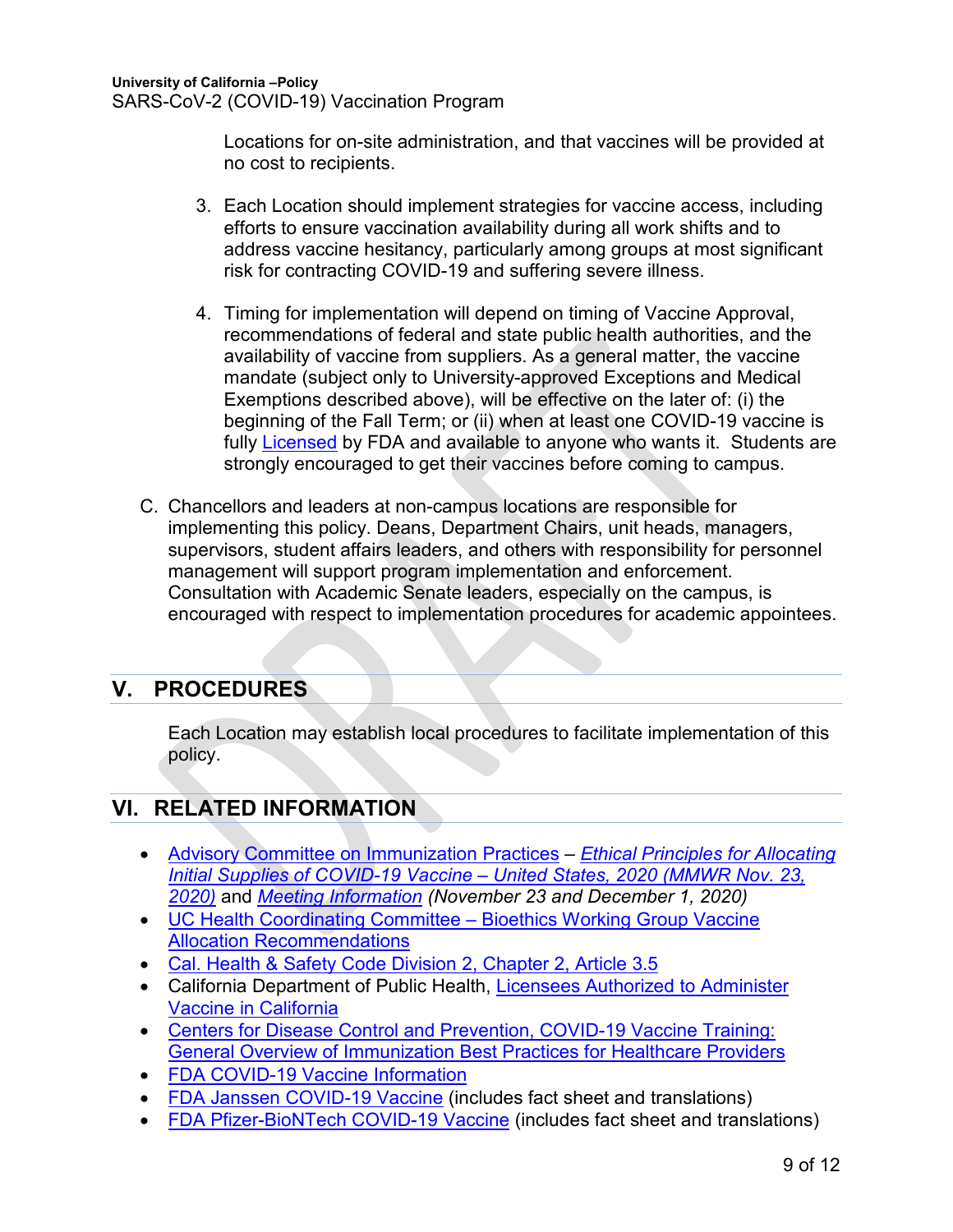Locations for on-site administration, and that vaccines will be provided at no cost to recipients.

3. Each Location should implement strategies for vaccine access, including efforts to ensure vaccination availability during all work shifts and to address vaccine hesitancy, particularly among groups at most significant risk for contracting COVID-19 and suffering severe illness.

4. Timing for implementation will depend on timing of Vaccine Approval, recommendations of federal and state public health authorities, and the availability of vaccine from suppliers. As a general matter, the vaccine mandate (subject only to University-approved Exceptions and Medical Exemptions described above), will be effective on the later of: (i) the beginning of the Fall Term; or (ii) when at least one COVID-19 vaccine is fully Licensed by FDA and available to anyone who wants it. Students are strongly encouraged to get their vaccines before coming to campus.

C. Chancellors and leaders at non-campus locations are responsible for implementing this policy. Deans, Department Chairs, unit heads, managers, supervisors, student affairs leaders, and others with responsibility for personnel management will support program implementation and enforcement. Consultation with Academic Senate leaders, especially on the campus, is encouraged with respect to implementation procedures for academic appointees.

## V. PROCEDURES

Each Location may establish local procedures to facilitate implementation of this policy.

## VI. RELATED INFORMATION

- Advisory Committee on Immunization Practices – *Ethical Principles for Allocating Initial Supplies of COVID-19 Vaccine – United States, 2020 (MMWR Nov. 23, 2020)* and *Meeting Information (November 23 and December 1, 2020)*
- UC Health Coordinating Committee – Bioethics Working Group Vaccine Allocation Recommendations
- Cal. Health & Safety Code Division 2, Chapter 2, Article 3.5
- California Department of Public Health, Licensees Authorized to Administer Vaccine in California
- Centers for Disease Control and Prevention, COVID-19 Vaccine Training: General Overview of Immunization Best Practices for Healthcare Providers
- FDA COVID-19 Vaccine Information
- FDA Janssen COVID-19 Vaccine (includes fact sheet and translations)
- FDA Pfizer-BioNTech COVID-19 Vaccine (includes fact sheet and translations)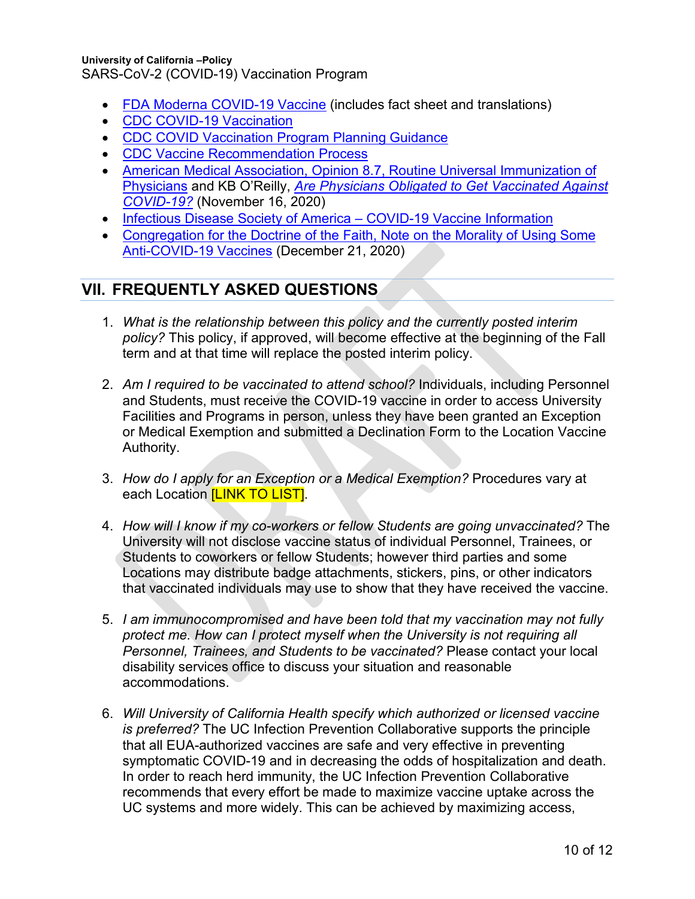- FDA Moderna COVID-19 Vaccine (includes fact sheet and translations)
- CDC COVID-19 Vaccination
- CDC COVID Vaccination Program Planning Guidance
- CDC Vaccine Recommendation Process
- American Medical Association, Opinion 8.7, Routine Universal Immunization of Physicians and KB O'Reilly, *Are Physicians Obligated to Get Vaccinated Against COVID-19?* (November 16, 2020)
- Infectious Disease Society of America – COVID-19 Vaccine Information
- Congregation for the Doctrine of the Faith, Note on the Morality of Using Some Anti-COVID-19 Vaccines (December 21, 2020)

## VII. FREQUENTLY ASKED QUESTIONS

1. *What is the relationship between this policy and the currently posted interim policy?* This policy, if approved, will become effective at the beginning of the Fall term and at that time will replace the posted interim policy.

2. *Am I required to be vaccinated to attend school?* Individuals, including Personnel and Students, must receive the COVID-19 vaccine in order to access University Facilities and Programs in person, unless they have been granted an Exception or Medical Exemption and submitted a Declination Form to the Location Vaccine Authority.

3. *How do I apply for an Exception or a Medical Exemption?* Procedures vary at each Location [LINK TO LIST].

4. *How will I know if my co-workers or fellow Students are going unvaccinated?* The University will not disclose vaccine status of individual Personnel, Trainees, or Students to coworkers or fellow Students; however third parties and some Locations may distribute badge attachments, stickers, pins, or other indicators that vaccinated individuals may use to show that they have received the vaccine.

5. *I am immunocompromised and have been told that my vaccination may not fully protect me. How can I protect myself when the University is not requiring all Personnel, Trainees, and Students to be vaccinated?* Please contact your local disability services office to discuss your situation and reasonable accommodations.

6. *Will University of California Health specify which authorized or licensed vaccine is preferred?* The UC Infection Prevention Collaborative supports the principle that all EUA-authorized vaccines are safe and very effective in preventing symptomatic COVID-19 and in decreasing the odds of hospitalization and death. In order to reach herd immunity, the UC Infection Prevention Collaborative recommends that every effort be made to maximize vaccine uptake across the UC systems and more widely. This can be achieved by maximizing access,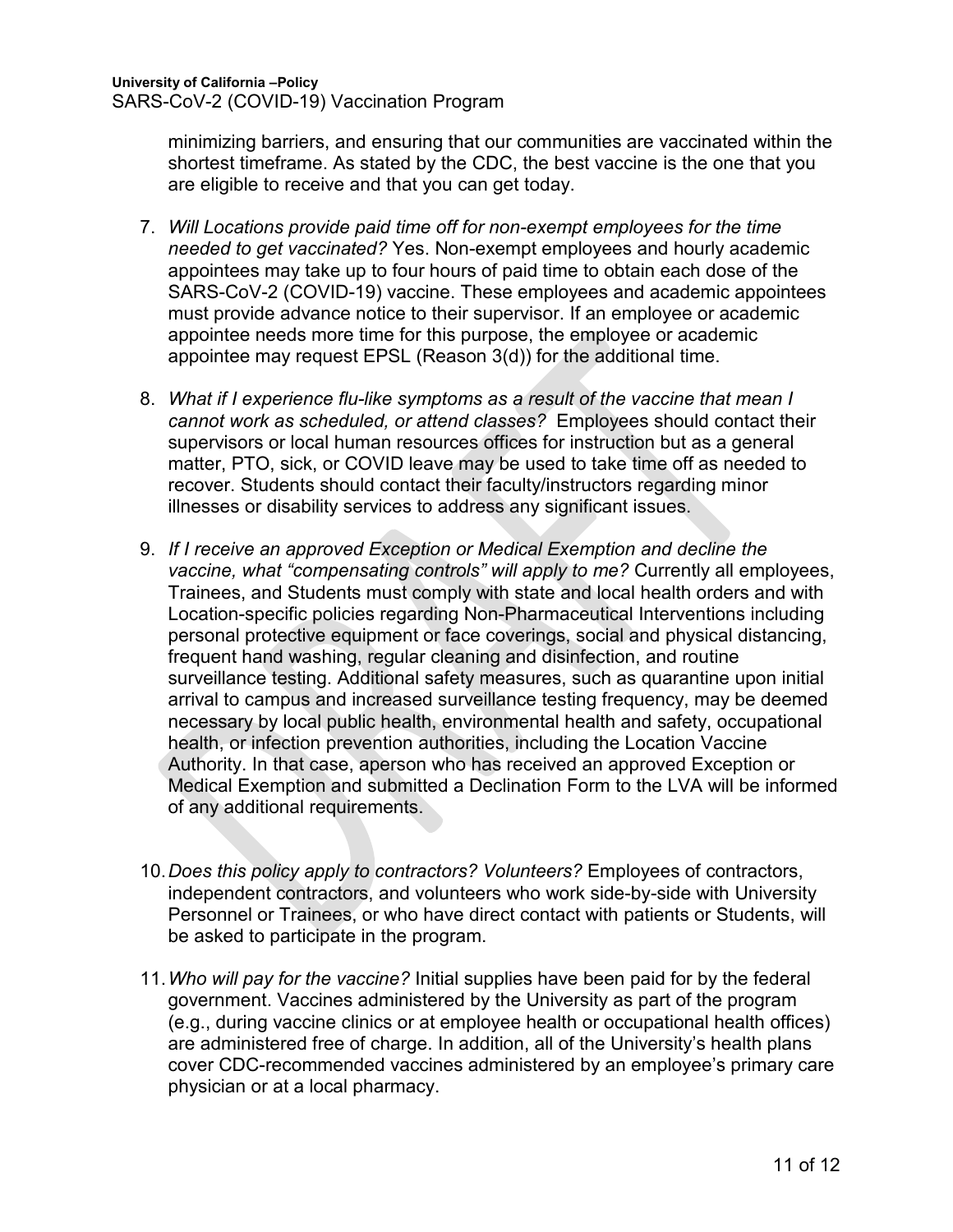minimizing barriers, and ensuring that our communities are vaccinated within the shortest timeframe. As stated by the CDC, the best vaccine is the one that you are eligible to receive and that you can get today.

7. *Will Locations provide paid time off for non-exempt employees for the time needed to get vaccinated?* Yes. Non-exempt employees and hourly academic appointees may take up to four hours of paid time to obtain each dose of the SARS-CoV-2 (COVID-19) vaccine. These employees and academic appointees must provide advance notice to their supervisor. If an employee or academic appointee needs more time for this purpose, the employee or academic appointee may request EPSL (Reason 3(d)) for the additional time.

8. *What if I experience flu-like symptoms as a result of the vaccine that mean I cannot work as scheduled, or attend classes?* Employees should contact their supervisors or local human resources offices for instruction but as a general matter, PTO, sick, or COVID leave may be used to take time off as needed to recover. Students should contact their faculty/instructors regarding minor illnesses or disability services to address any significant issues.

9. *If I receive an approved Exception or Medical Exemption and decline the vaccine, what "compensating controls" will apply to me?* Currently all employees, Trainees, and Students must comply with state and local health orders and with Location-specific policies regarding Non-Pharmaceutical Interventions including personal protective equipment or face coverings, social and physical distancing, frequent hand washing, regular cleaning and disinfection, and routine surveillance testing. Additional safety measures, such as quarantine upon initial arrival to campus and increased surveillance testing frequency, may be deemed necessary by local public health, environmental health and safety, occupational health, or infection prevention authorities, including the Location Vaccine Authority. In that case, aperson who has received an approved Exception or Medical Exemption and submitted a Declination Form to the LVA will be informed of any additional requirements.

10. *Does this policy apply to contractors? Volunteers?* Employees of contractors, independent contractors, and volunteers who work side-by-side with University Personnel or Trainees, or who have direct contact with patients or Students, will be asked to participate in the program.

11. *Who will pay for the vaccine?* Initial supplies have been paid for by the federal government. Vaccines administered by the University as part of the program (e.g., during vaccine clinics or at employee health or occupational health offices) are administered free of charge. In addition, all of the University's health plans cover CDC-recommended vaccines administered by an employee's primary care physician or at a local pharmacy.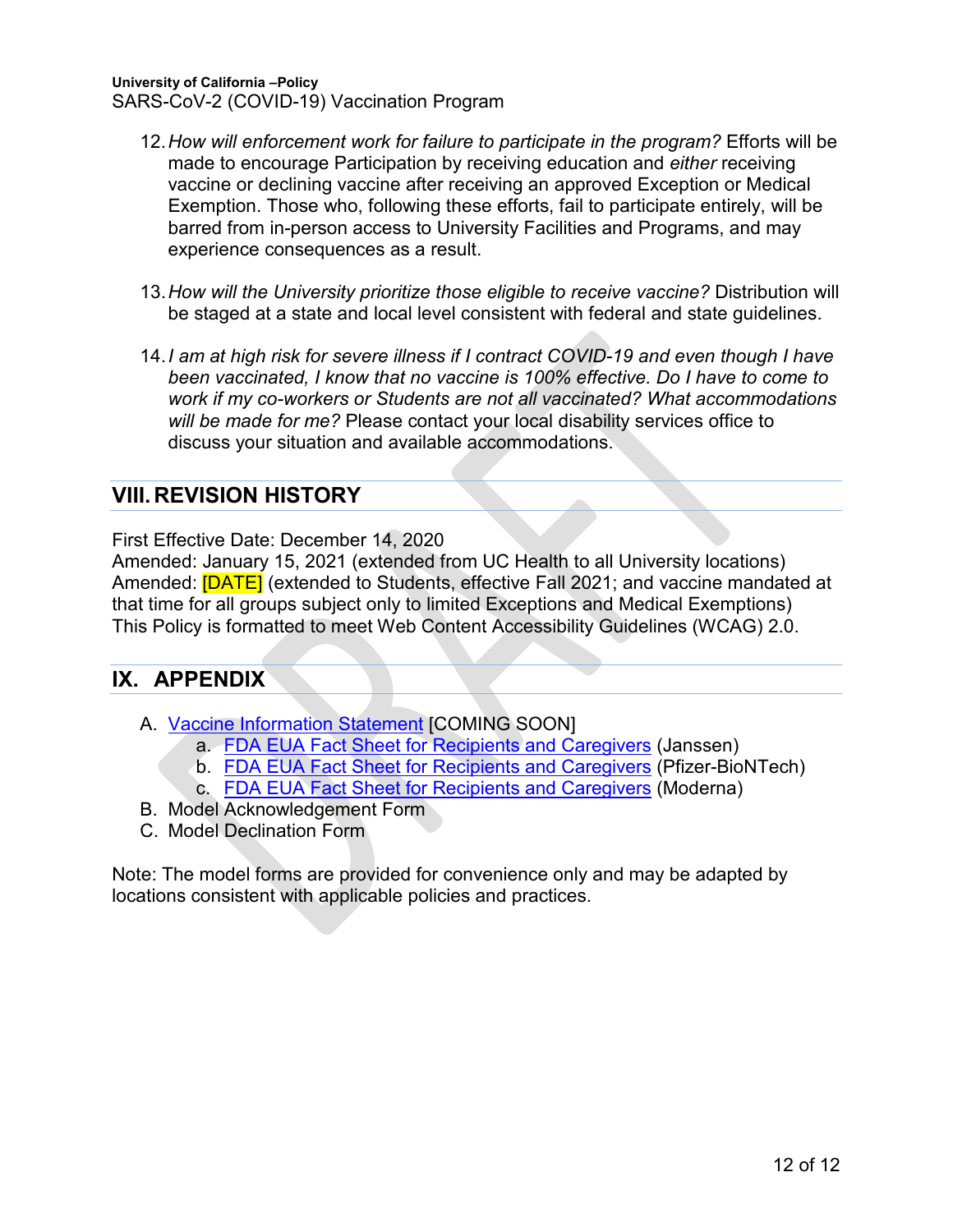12. *How will enforcement work for failure to participate in the program?* Efforts will be made to encourage Participation by receiving education and *either* receiving vaccine or declining vaccine after receiving an approved Exception or Medical Exemption. Those who, following these efforts, fail to participate entirely, will be barred from in-person access to University Facilities and Programs, and may experience consequences as a result.

13. *How will the University prioritize those eligible to receive vaccine?* Distribution will be staged at a state and local level consistent with federal and state guidelines.

14. *I am at high risk for severe illness if I contract COVID-19 and even though I have been vaccinated, I know that no vaccine is 100% effective. Do I have to come to work if my co-workers or Students are not all vaccinated? What accommodations will be made for me?* Please contact your local disability services office to discuss your situation and available accommodations.

## VIII. REVISION HISTORY

First Effective Date: December 14, 2020
Amended: January 15, 2021 (extended from UC Health to all University locations)
Amended: [DATE] (extended to Students, effective Fall 2021; and vaccine mandated at that time for all groups subject only to limited Exceptions and Medical Exemptions)
This Policy is formatted to meet Web Content Accessibility Guidelines (WCAG) 2.0.

## IX. APPENDIX

A. Vaccine Information Statement [COMING SOON]
   a. FDA EUA Fact Sheet for Recipients and Caregivers (Janssen)
   b. FDA EUA Fact Sheet for Recipients and Caregivers (Pfizer-BioNTech)
   c. FDA EUA Fact Sheet for Recipients and Caregivers (Moderna)
B. Model Acknowledgement Form
C. Model Declination Form

Note: The model forms are provided for convenience only and may be adapted by locations consistent with applicable policies and practices.